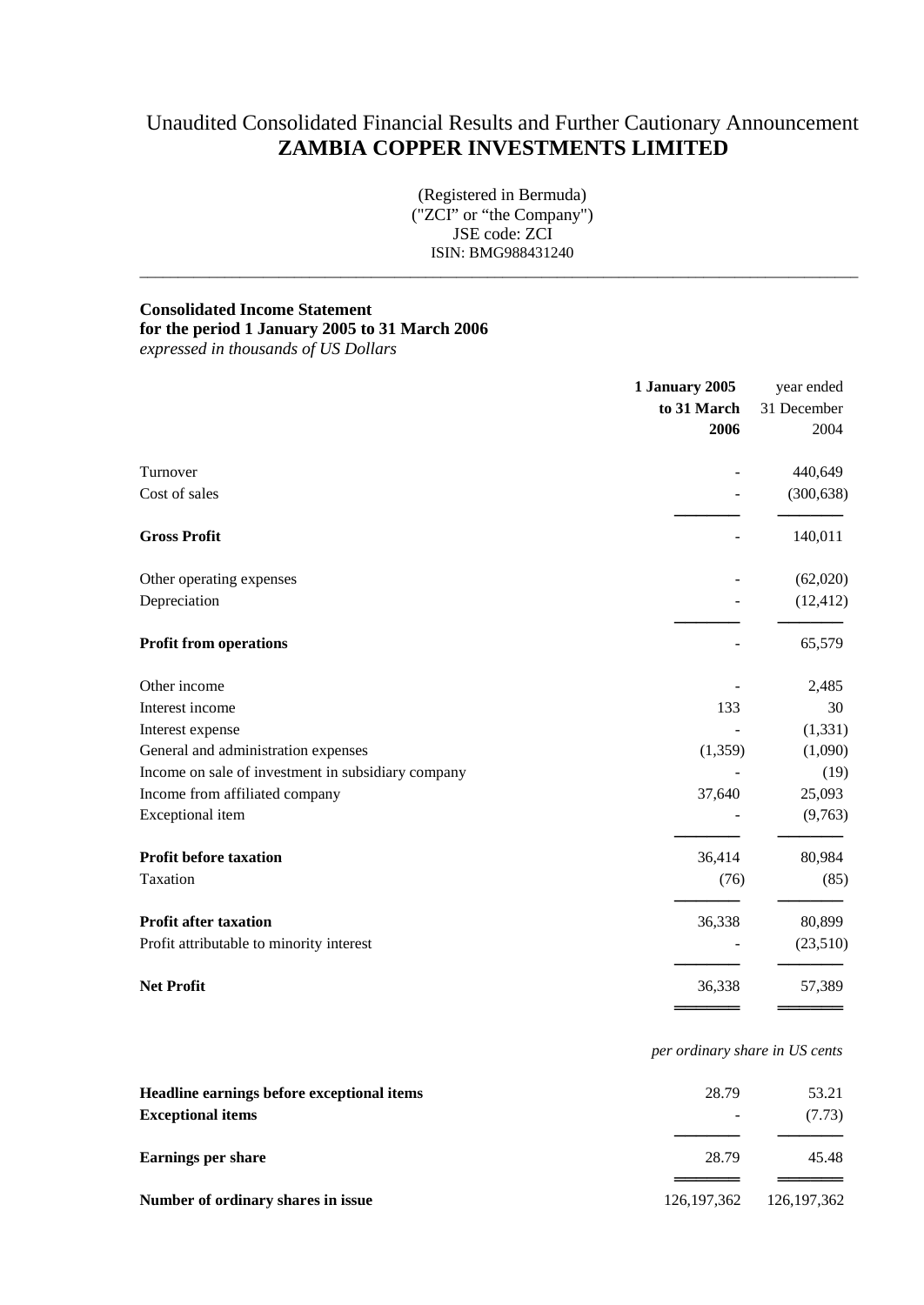# Unaudited Consolidated Financial Results and Further Cautionary Announcement
# ZAMBIA COPPER INVESTMENTS LIMITED

(Registered in Bermuda)
("ZCI" or "the Company")
JSE code: ZCI
ISIN: BMG988431240

---

**Consolidated Income Statement**
**for the period 1 January 2005 to 31 March 2006**
*expressed in thousands of US Dollars*

| | **1 January 2005 to 31 March 2006** | year ended 31 December 2004 |
|---|---|---|
| Turnover | - | 440,649 |
| Cost of sales | - | (300,638) |
| **Gross Profit** | - | 140,011 |
| Other operating expenses | - | (62,020) |
| Depreciation | - | (12,412) |
| **Profit from operations** | - | 65,579 |
| Other income | - | 2,485 |
| Interest income | 133 | 30 |
| Interest expense | - | (1,331) |
| General and administration expenses | (1,359) | (1,090) |
| Income on sale of investment in subsidiary company | - | (19) |
| Income from affiliated company | 37,640 | 25,093 |
| Exceptional item | - | (9,763) |
| **Profit before taxation** | 36,414 | 80,984 |
| Taxation | (76) | (85) |
| **Profit after taxation** | 36,338 | 80,899 |
| Profit attributable to minority interest | - | (23,510) |
| **Net Profit** | 36,338 | 57,389 |
| | *per ordinary share in US cents* | |
| **Headline earnings before exceptional items** | 28.79 | 53.21 |
| **Exceptional items** | - | (7.73) |
| **Earnings per share** | 28.79 | 45.48 |
| **Number of ordinary shares in issue** | 126,197,362 | 126,197,362 |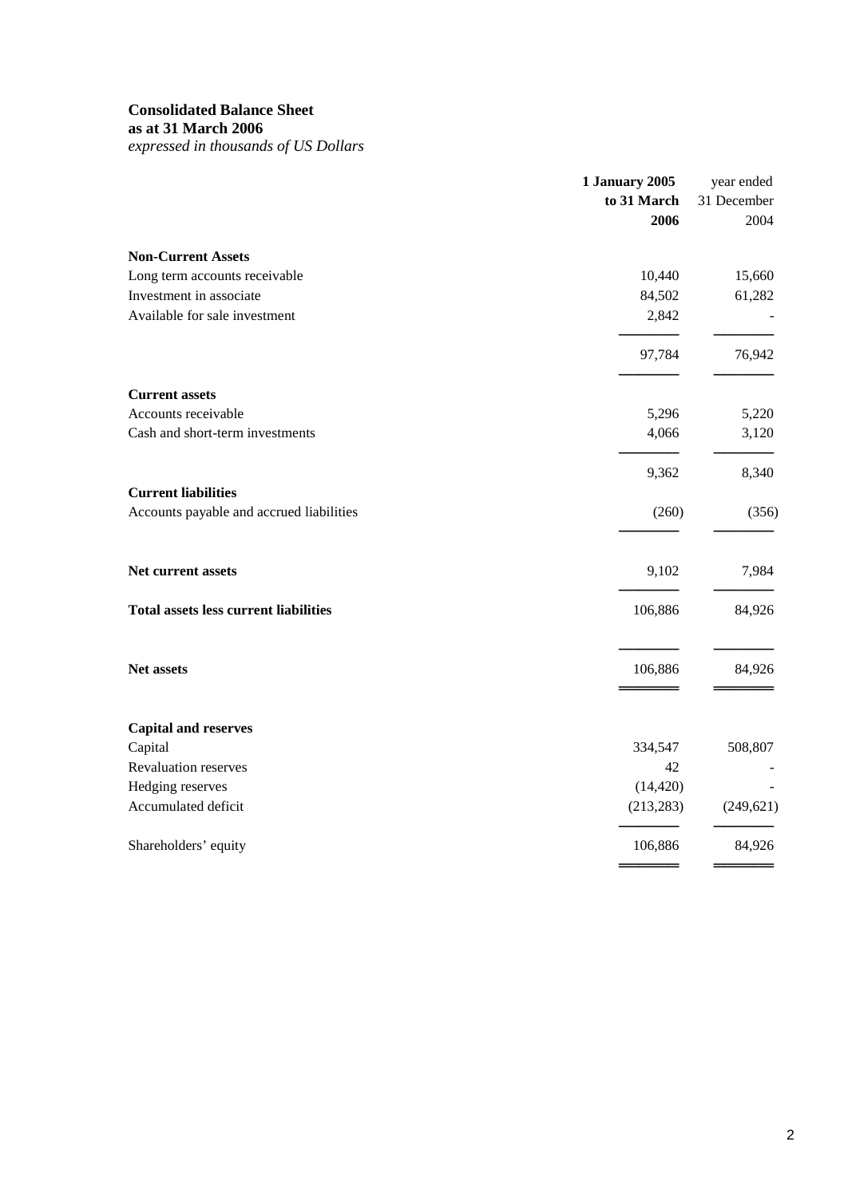**Consolidated Balance Sheet**
**as at 31 March 2006**
*expressed in thousands of US Dollars*

| | **1 January 2005 to 31 March 2006** | year ended 31 December 2004 |
|---|---|---|
| **Non-Current Assets** | | |
| Long term accounts receivable | 10,440 | 15,660 |
| Investment in associate | 84,502 | 61,282 |
| Available for sale investment | 2,842 | - |
| | 97,784 | 76,942 |
| **Current assets** | | |
| Accounts receivable | 5,296 | 5,220 |
| Cash and short-term investments | 4,066 | 3,120 |
| | 9,362 | 8,340 |
| **Current liabilities** | | |
| Accounts payable and accrued liabilities | (260) | (356) |
| **Net current assets** | 9,102 | 7,984 |
| **Total assets less current liabilities** | 106,886 | 84,926 |
| **Net assets** | 106,886 | 84,926 |
| **Capital and reserves** | | |
| Capital | 334,547 | 508,807 |
| Revaluation reserves | 42 | - |
| Hedging reserves | (14,420) | - |
| Accumulated deficit | (213,283) | (249,621) |
| Shareholders' equity | 106,886 | 84,926 |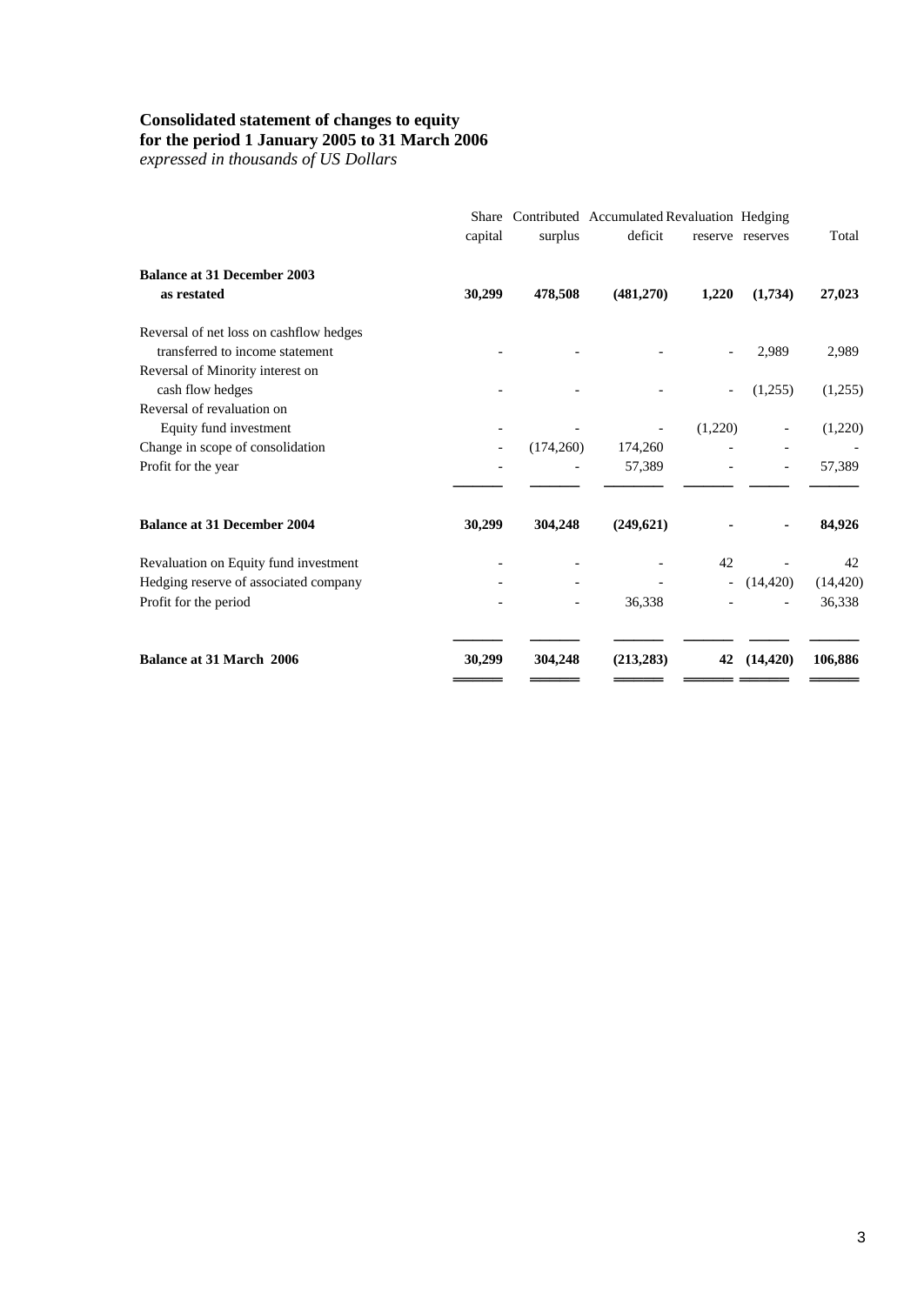# Consolidated statement of changes to equity
## for the period 1 January 2005 to 31 March 2006

*expressed in thousands of US Dollars*

| | Share capital | Contributed surplus | Accumulated deficit | Revaluation reserve | Hedging reserves | Total |
|---|---|---|---|---|---|---|
| **Balance at 31 December 2003 as restated** | **30,299** | **478,508** | **(481,270)** | **1,220** | **(1,734)** | **27,023** |
| Reversal of net loss on cashflow hedges transferred to income statement | - | - | - | - | 2,989 | 2,989 |
| Reversal of Minority interest on cash flow hedges | - | - | - | - | (1,255) | (1,255) |
| Reversal of revaluation on Equity fund investment | - | - | - | (1,220) | - | (1,220) |
| Change in scope of consolidation | - | (174,260) | 174,260 | - | - | - |
| Profit for the year | - | - | 57,389 | - | - | 57,389 |
| **Balance at 31 December 2004** | **30,299** | **304,248** | **(249,621)** | **-** | **-** | **84,926** |
| Revaluation on Equity fund investment | - | - | - | 42 | - | 42 |
| Hedging reserve of associated company | - | - | - | - | (14,420) | (14,420) |
| Profit for the period | - | - | 36,338 | - | - | 36,338 |
| **Balance at 31 March 2006** | **30,299** | **304,248** | **(213,283)** | **42** | **(14,420)** | **106,886** |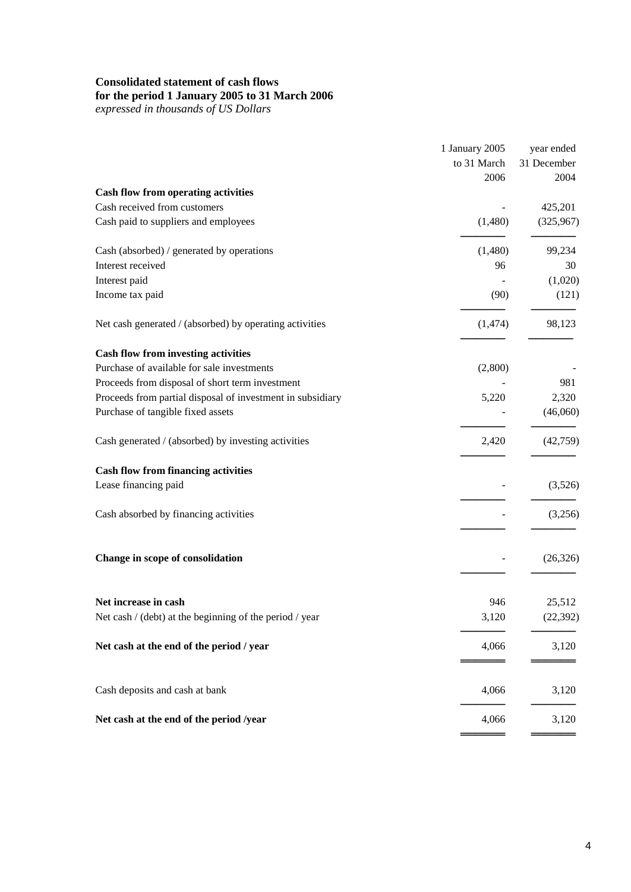**Consolidated statement of cash flows**
**for the period 1 January 2005 to 31 March 2006**
*expressed in thousands of US Dollars*

| | 1 January 2005 to 31 March 2006 | year ended 31 December 2004 |
|---|---|---|
| **Cash flow from operating activities** | | |
| Cash received from customers | - | 425,201 |
| Cash paid to suppliers and employees | (1,480) | (325,967) |
| Cash (absorbed) / generated by operations | (1,480) | 99,234 |
| Interest received | 96 | 30 |
| Interest paid | - | (1,020) |
| Income tax paid | (90) | (121) |
| Net cash generated / (absorbed) by operating activities | (1,474) | 98,123 |
| **Cash flow from investing activities** | | |
| Purchase of available for sale investments | (2,800) | - |
| Proceeds from disposal of short term investment | - | 981 |
| Proceeds from partial disposal of investment in subsidiary | 5,220 | 2,320 |
| Purchase of tangible fixed assets | - | (46,060) |
| Cash generated / (absorbed) by investing activities | 2,420 | (42,759) |
| **Cash flow from financing activities** | | |
| Lease financing paid | - | (3,526) |
| Cash absorbed by financing activities | - | (3,256) |
| **Change in scope of consolidation** | - | (26,326) |
| **Net increase in cash** | 946 | 25,512 |
| Net cash / (debt) at the beginning of the period / year | 3,120 | (22,392) |
| **Net cash at the end of the period / year** | 4,066 | 3,120 |
| Cash deposits and cash at bank | 4,066 | 3,120 |
| **Net cash at the end of the period /year** | 4,066 | 3,120 |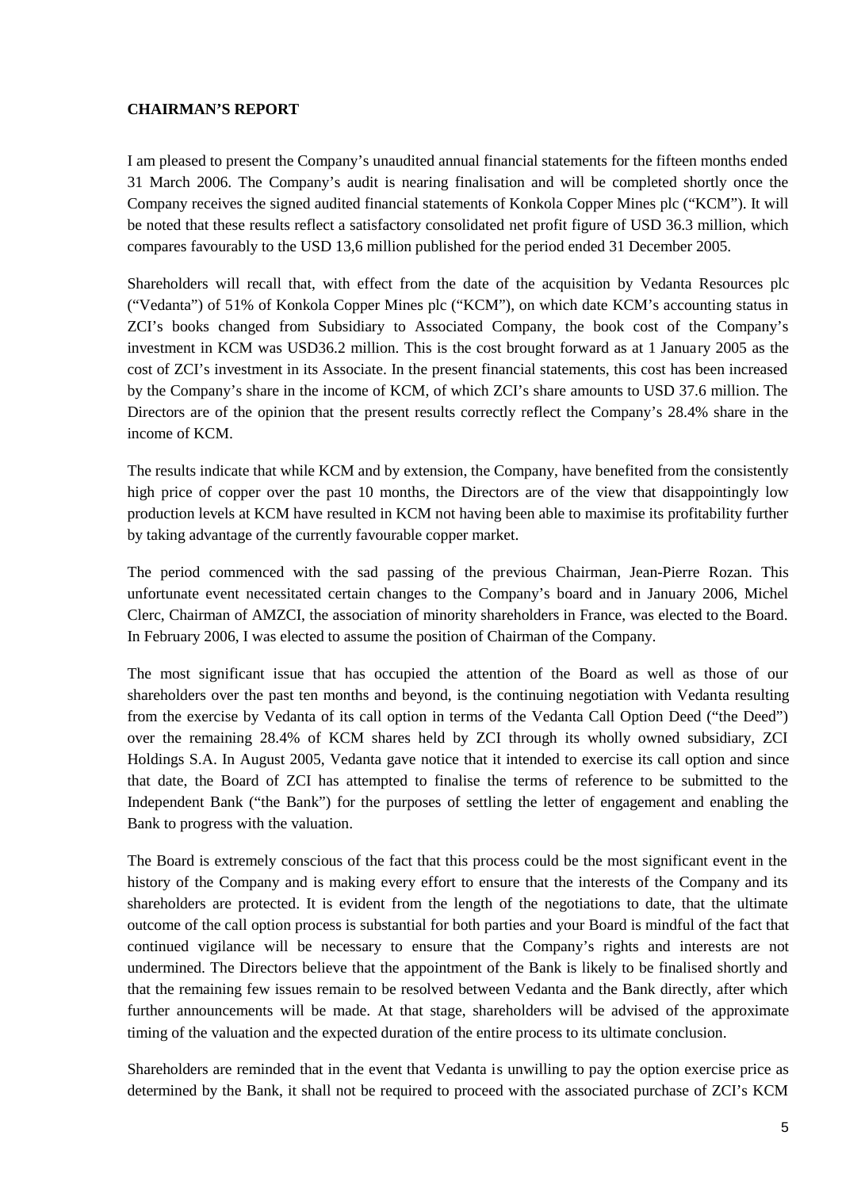**CHAIRMAN'S REPORT**

I am pleased to present the Company's unaudited annual financial statements for the fifteen months ended 31 March 2006. The Company's audit is nearing finalisation and will be completed shortly once the Company receives the signed audited financial statements of Konkola Copper Mines plc ("KCM"). It will be noted that these results reflect a satisfactory consolidated net profit figure of USD 36.3 million, which compares favourably to the USD 13,6 million published for the period ended 31 December 2005.

Shareholders will recall that, with effect from the date of the acquisition by Vedanta Resources plc ("Vedanta") of 51% of Konkola Copper Mines plc ("KCM"), on which date KCM's accounting status in ZCI's books changed from Subsidiary to Associated Company, the book cost of the Company's investment in KCM was USD36.2 million. This is the cost brought forward as at 1 January 2005 as the cost of ZCI's investment in its Associate. In the present financial statements, this cost has been increased by the Company's share in the income of KCM, of which ZCI's share amounts to USD 37.6 million. The Directors are of the opinion that the present results correctly reflect the Company's 28.4% share in the income of KCM.

The results indicate that while KCM and by extension, the Company, have benefited from the consistently high price of copper over the past 10 months, the Directors are of the view that disappointingly low production levels at KCM have resulted in KCM not having been able to maximise its profitability further by taking advantage of the currently favourable copper market.

The period commenced with the sad passing of the previous Chairman, Jean-Pierre Rozan. This unfortunate event necessitated certain changes to the Company's board and in January 2006, Michel Clerc, Chairman of AMZCI, the association of minority shareholders in France, was elected to the Board. In February 2006, I was elected to assume the position of Chairman of the Company.

The most significant issue that has occupied the attention of the Board as well as those of our shareholders over the past ten months and beyond, is the continuing negotiation with Vedanta resulting from the exercise by Vedanta of its call option in terms of the Vedanta Call Option Deed ("the Deed") over the remaining 28.4% of KCM shares held by ZCI through its wholly owned subsidiary, ZCI Holdings S.A. In August 2005, Vedanta gave notice that it intended to exercise its call option and since that date, the Board of ZCI has attempted to finalise the terms of reference to be submitted to the Independent Bank ("the Bank") for the purposes of settling the letter of engagement and enabling the Bank to progress with the valuation.

The Board is extremely conscious of the fact that this process could be the most significant event in the history of the Company and is making every effort to ensure that the interests of the Company and its shareholders are protected. It is evident from the length of the negotiations to date, that the ultimate outcome of the call option process is substantial for both parties and your Board is mindful of the fact that continued vigilance will be necessary to ensure that the Company's rights and interests are not undermined. The Directors believe that the appointment of the Bank is likely to be finalised shortly and that the remaining few issues remain to be resolved between Vedanta and the Bank directly, after which further announcements will be made. At that stage, shareholders will be advised of the approximate timing of the valuation and the expected duration of the entire process to its ultimate conclusion.

Shareholders are reminded that in the event that Vedanta is unwilling to pay the option exercise price as determined by the Bank, it shall not be required to proceed with the associated purchase of ZCI's KCM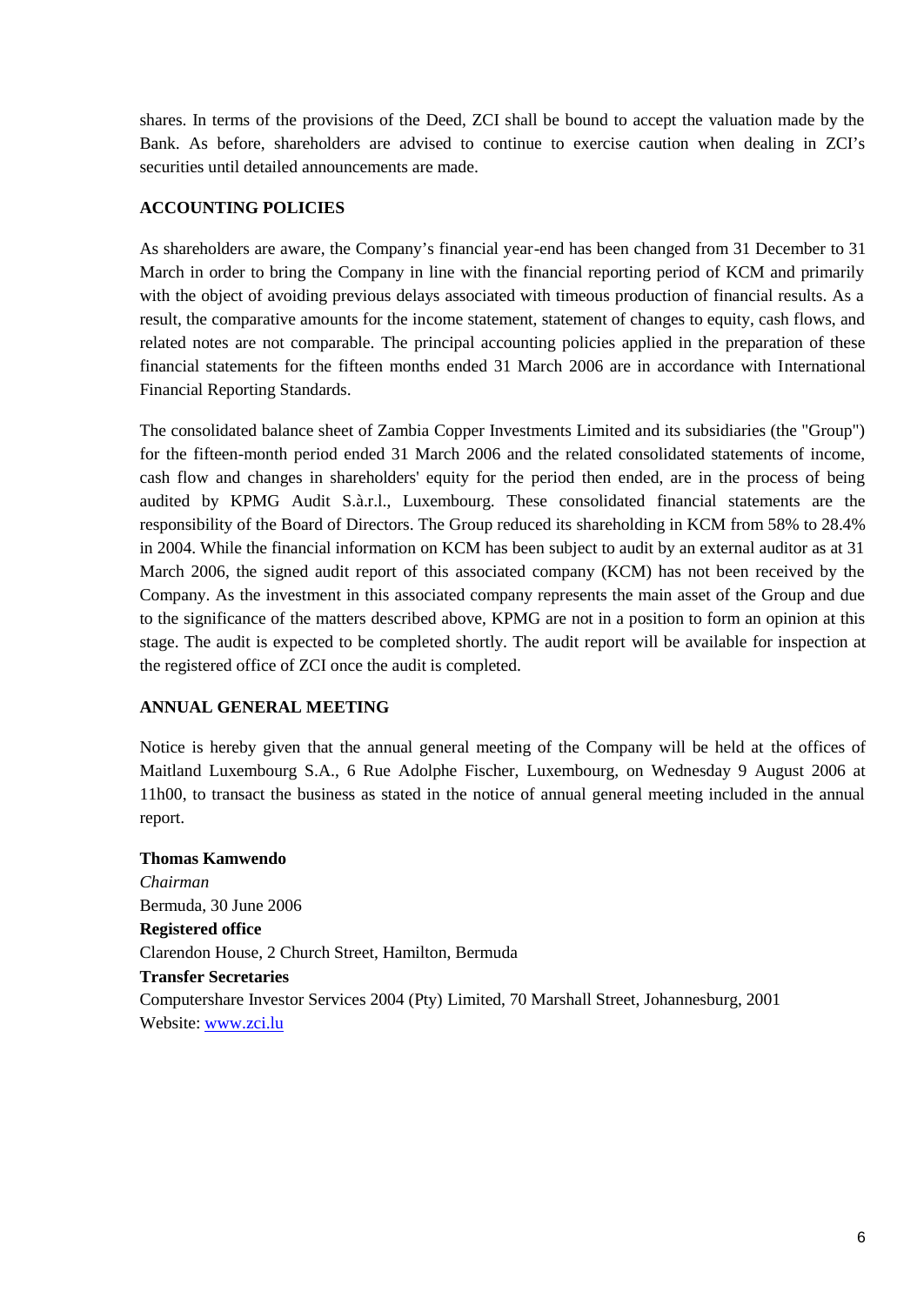shares. In terms of the provisions of the Deed, ZCI shall be bound to accept the valuation made by the Bank. As before, shareholders are advised to continue to exercise caution when dealing in ZCI's securities until detailed announcements are made.

## ACCOUNTING POLICIES

As shareholders are aware, the Company's financial year-end has been changed from 31 December to 31 March in order to bring the Company in line with the financial reporting period of KCM and primarily with the object of avoiding previous delays associated with timeous production of financial results. As a result, the comparative amounts for the income statement, statement of changes to equity, cash flows, and related notes are not comparable. The principal accounting policies applied in the preparation of these financial statements for the fifteen months ended 31 March 2006 are in accordance with International Financial Reporting Standards.

The consolidated balance sheet of Zambia Copper Investments Limited and its subsidiaries (the "Group") for the fifteen-month period ended 31 March 2006 and the related consolidated statements of income, cash flow and changes in shareholders' equity for the period then ended, are in the process of being audited by KPMG Audit S.à.r.l., Luxembourg. These consolidated financial statements are the responsibility of the Board of Directors. The Group reduced its shareholding in KCM from 58% to 28.4% in 2004. While the financial information on KCM has been subject to audit by an external auditor as at 31 March 2006, the signed audit report of this associated company (KCM) has not been received by the Company. As the investment in this associated company represents the main asset of the Group and due to the significance of the matters described above, KPMG are not in a position to form an opinion at this stage. The audit is expected to be completed shortly. The audit report will be available for inspection at the registered office of ZCI once the audit is completed.

## ANNUAL GENERAL MEETING

Notice is hereby given that the annual general meeting of the Company will be held at the offices of Maitland Luxembourg S.A., 6 Rue Adolphe Fischer, Luxembourg, on Wednesday 9 August 2006 at 11h00, to transact the business as stated in the notice of annual general meeting included in the annual report.

**Thomas Kamwendo**
*Chairman*
Bermuda, 30 June 2006
**Registered office**
Clarendon House, 2 Church Street, Hamilton, Bermuda
**Transfer Secretaries**
Computershare Investor Services 2004 (Pty) Limited, 70 Marshall Street, Johannesburg, 2001
Website: www.zci.lu